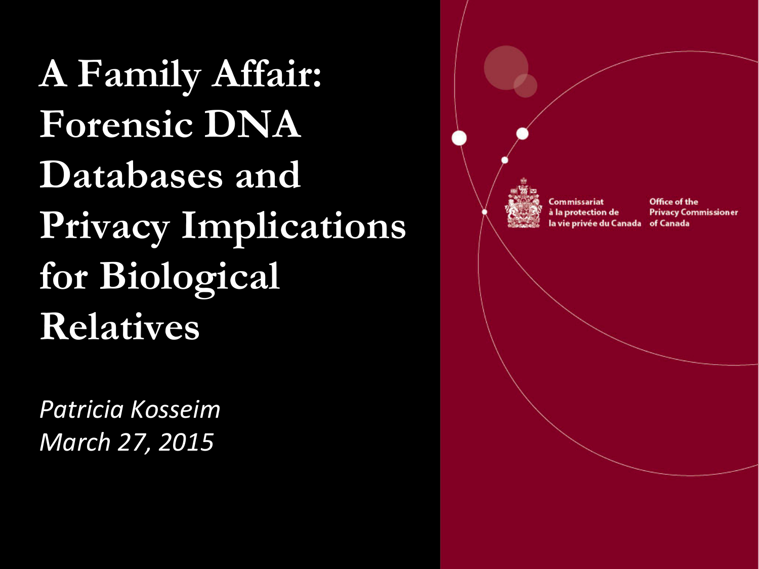# A Family Affair: Forensic DNA Databases and Privacy Implications for Biological Relatives

*Patricia Kosseim*
*March 27, 2015*

Commissariat à la protection de la vie privée du Canada

Office of the Privacy Commissioner of Canada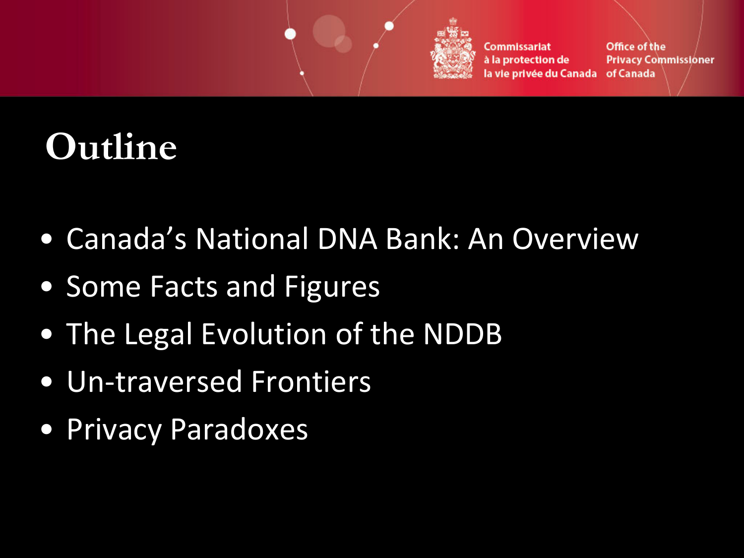# Outline

- Canada's National DNA Bank: An Overview
- Some Facts and Figures
- The Legal Evolution of the NDDB
- Un-traversed Frontiers
- Privacy Paradoxes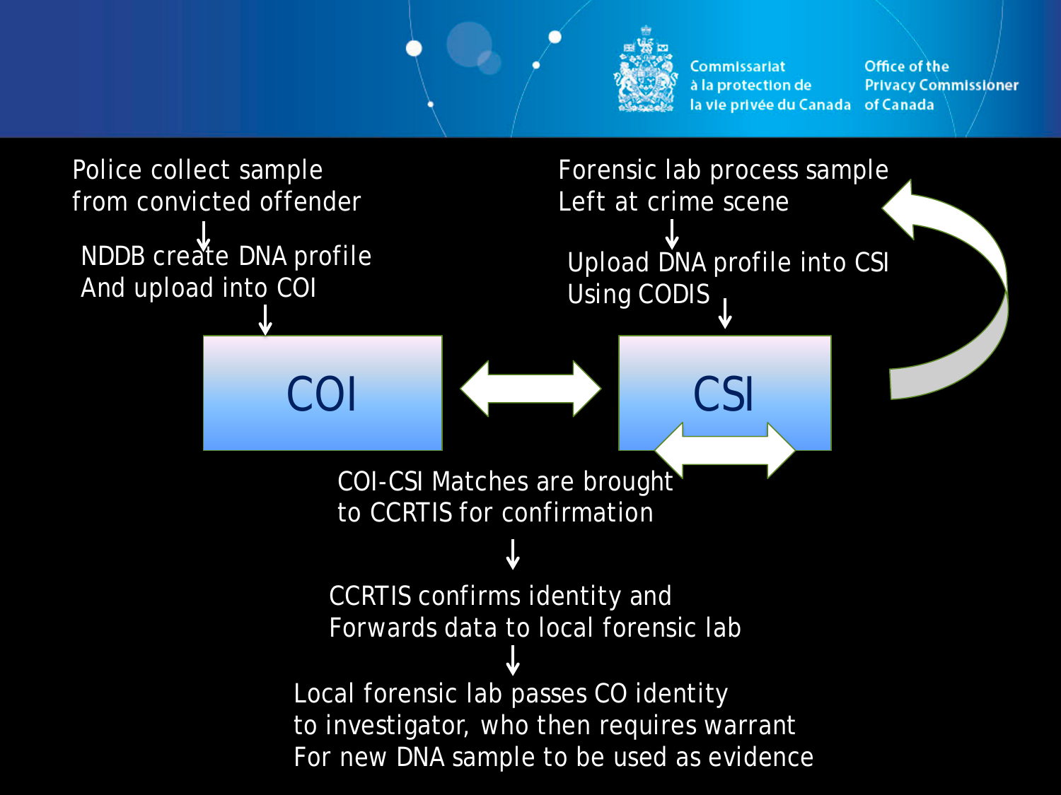Police collect sample
from convicted offender

NDDB create DNA profile
And upload into COI

Forensic lab process sample
Left at crime scene

Upload DNA profile into CSI
Using CODIS

COI

CSI

COI-CSI Matches are brought
to CCRTIS for confirmation

CCRTIS confirms identity and
Forwards data to local forensic lab

Local forensic lab passes CO identity
to investigator, who then requires warrant
For new DNA sample to be used as evidence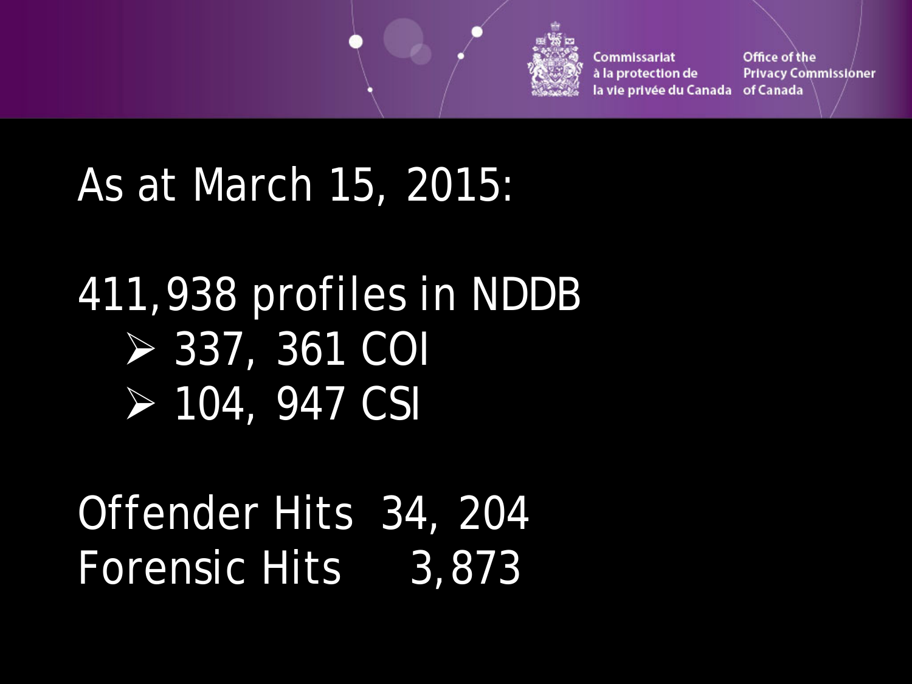As at March 15, 2015:

411,938 profiles in NDDB

- 337, 361 COI
- 104, 947 CSI

Offender Hits 34, 204
Forensic Hits 3,873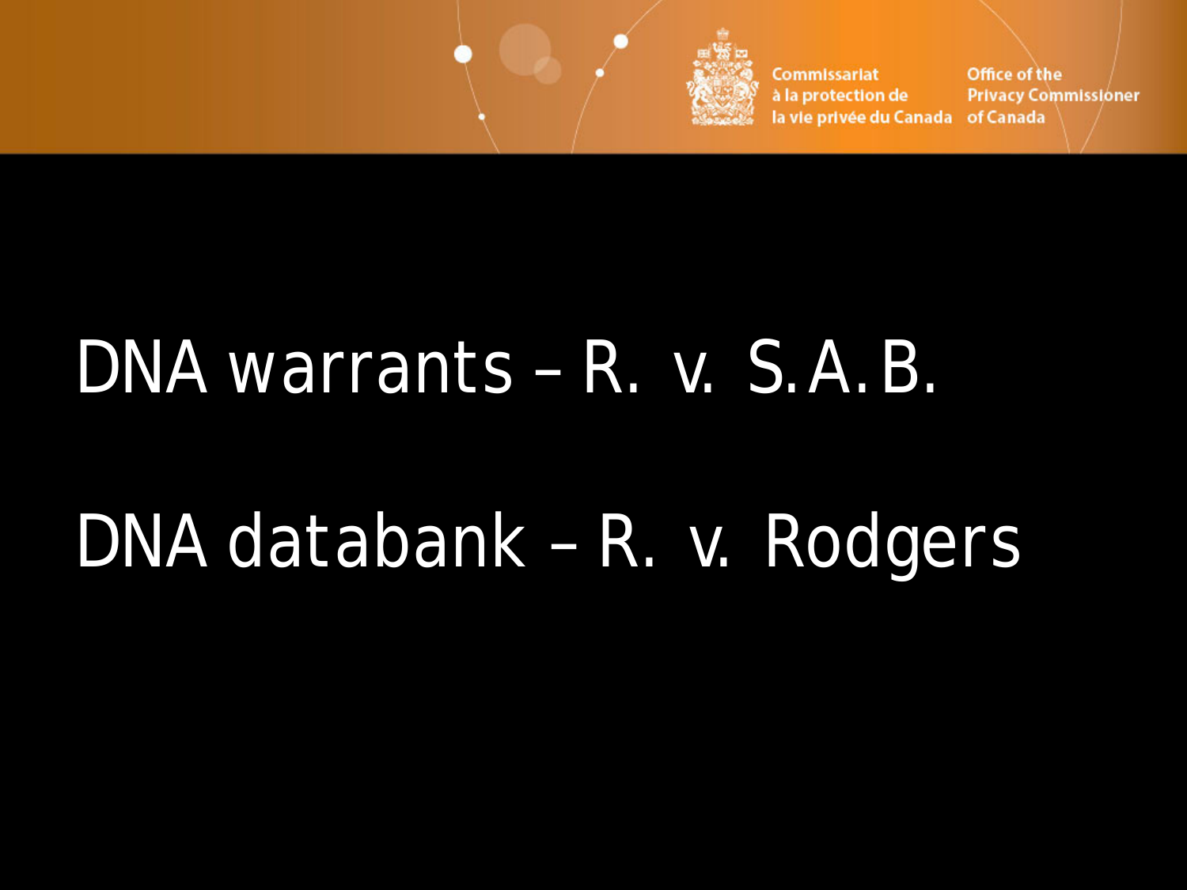DNA warrants – R. v. S.A.B.

DNA databank – R. v. Rodgers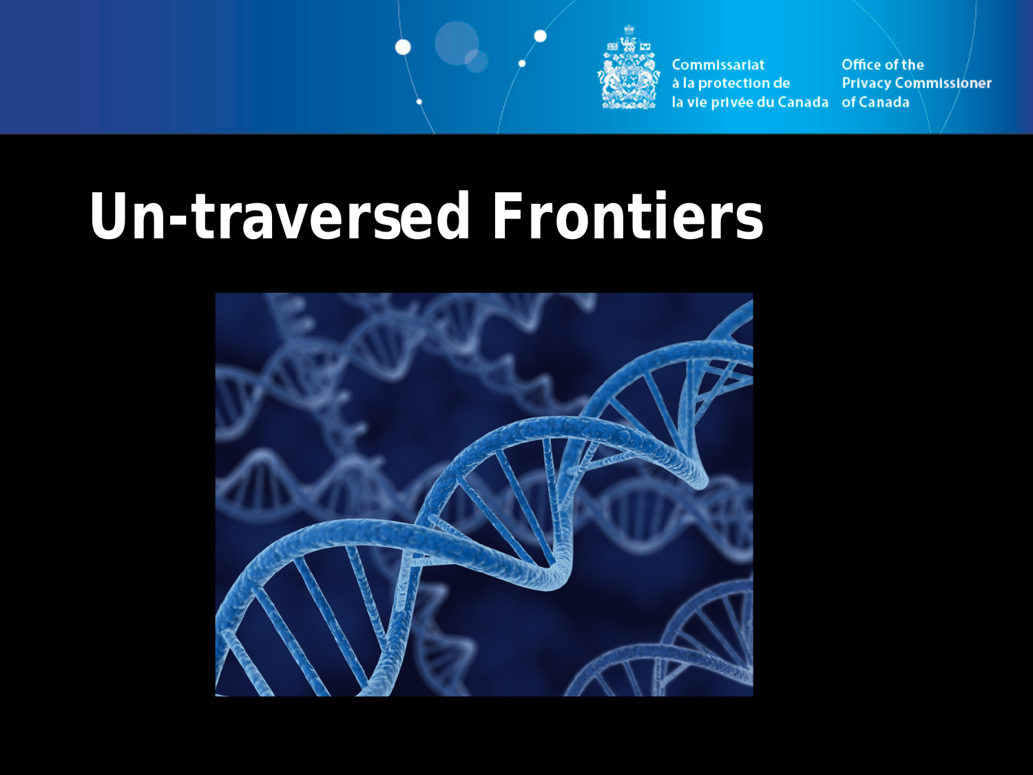# Un-traversed Frontiers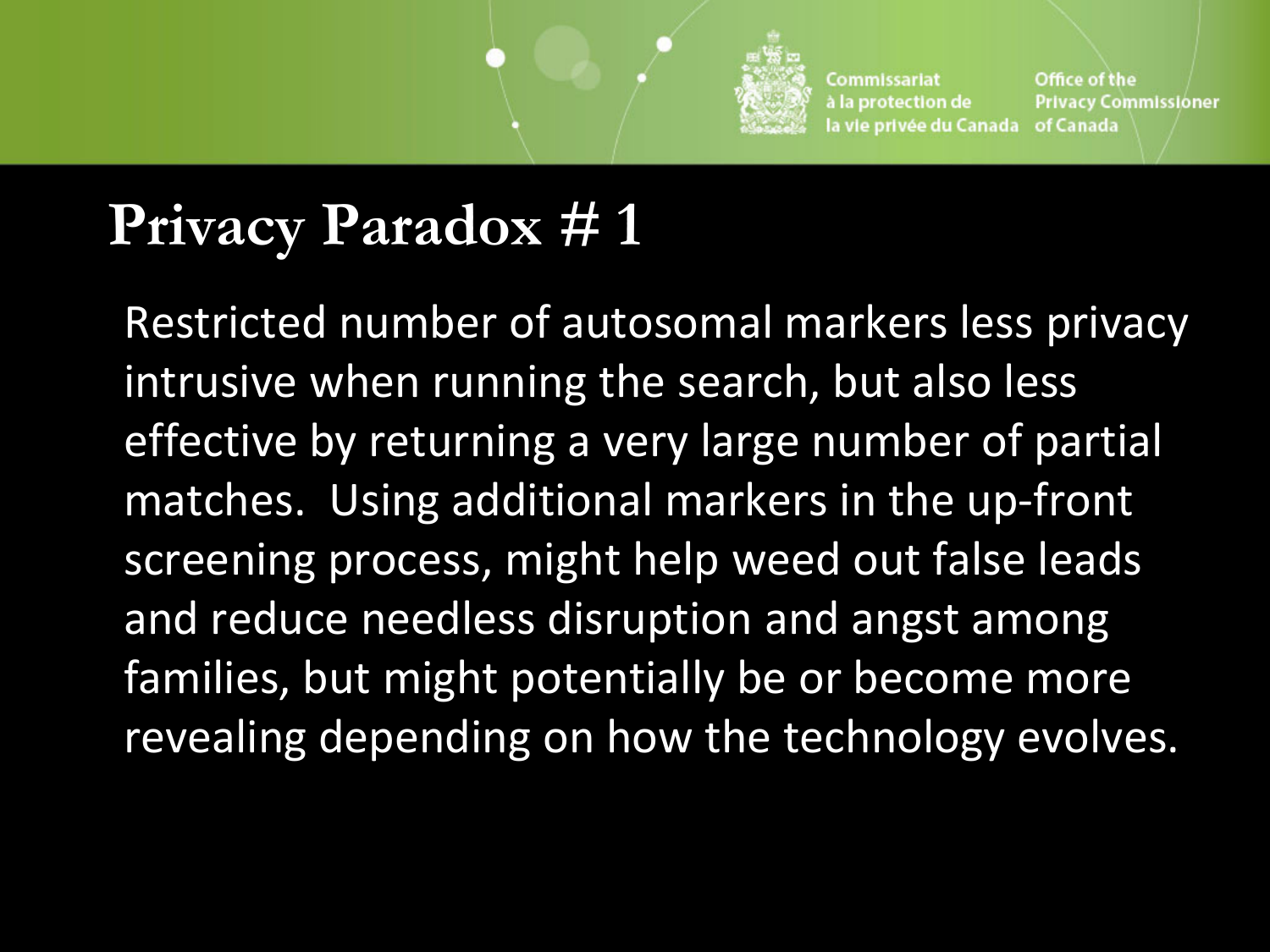# Privacy Paradox # 1

Restricted number of autosomal markers less privacy intrusive when running the search, but also less effective by returning a very large number of partial matches. Using additional markers in the up-front screening process, might help weed out false leads and reduce needless disruption and angst among families, but might potentially be or become more revealing depending on how the technology evolves.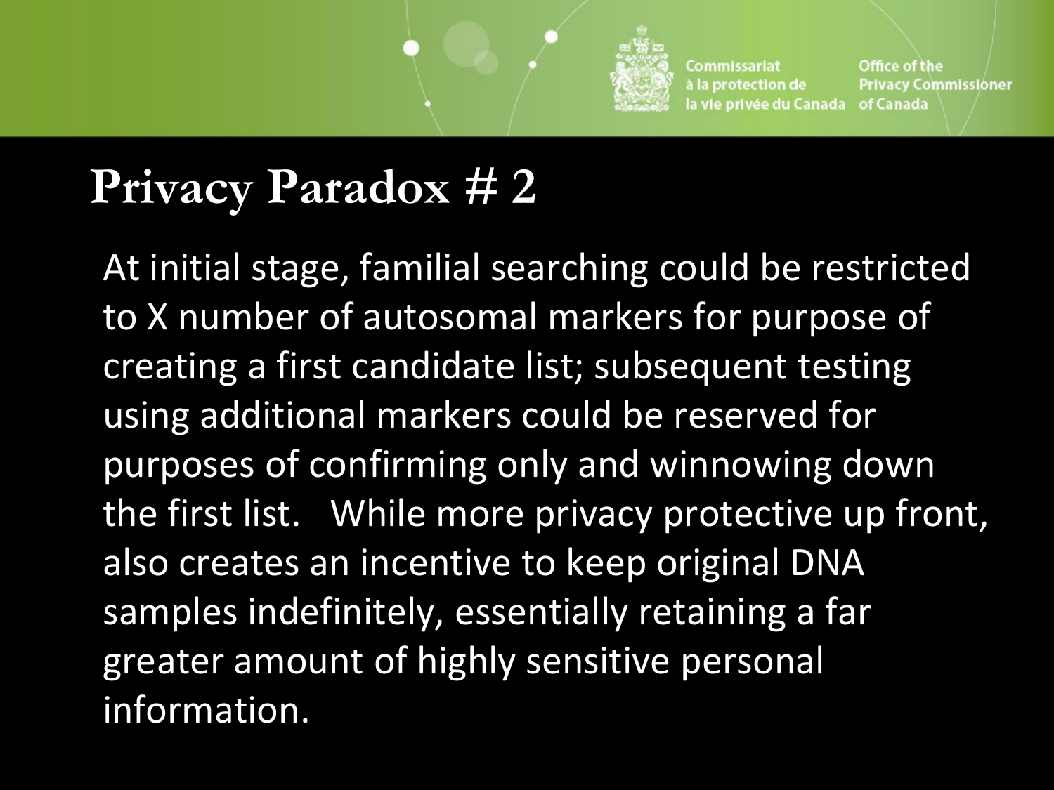# Privacy Paradox # 2

At initial stage, familial searching could be restricted to X number of autosomal markers for purpose of creating a first candidate list; subsequent testing using additional markers could be reserved for purposes of confirming only and winnowing down the first list. While more privacy protective up front, also creates an incentive to keep original DNA samples indefinitely, essentially retaining a far greater amount of highly sensitive personal information.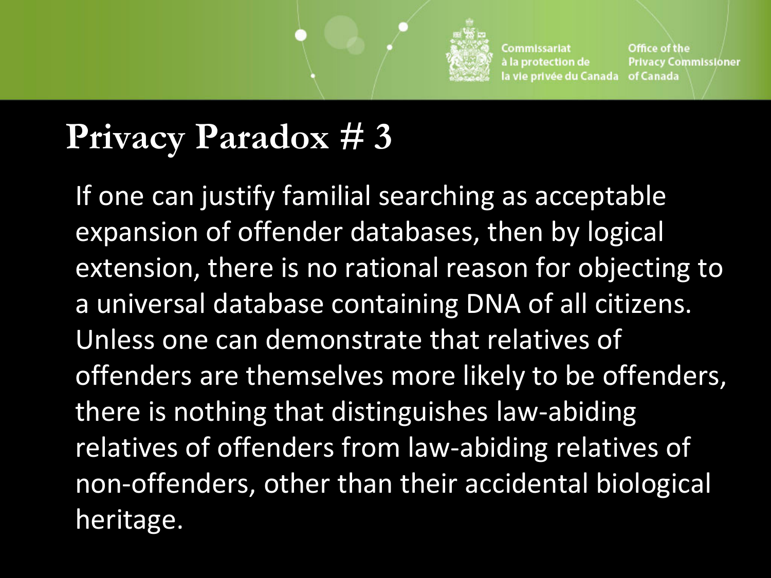# Privacy Paradox # 3

If one can justify familial searching as acceptable expansion of offender databases, then by logical extension, there is no rational reason for objecting to a universal database containing DNA of all citizens. Unless one can demonstrate that relatives of offenders are themselves more likely to be offenders, there is nothing that distinguishes law-abiding relatives of offenders from law-abiding relatives of non-offenders, other than their accidental biological heritage.